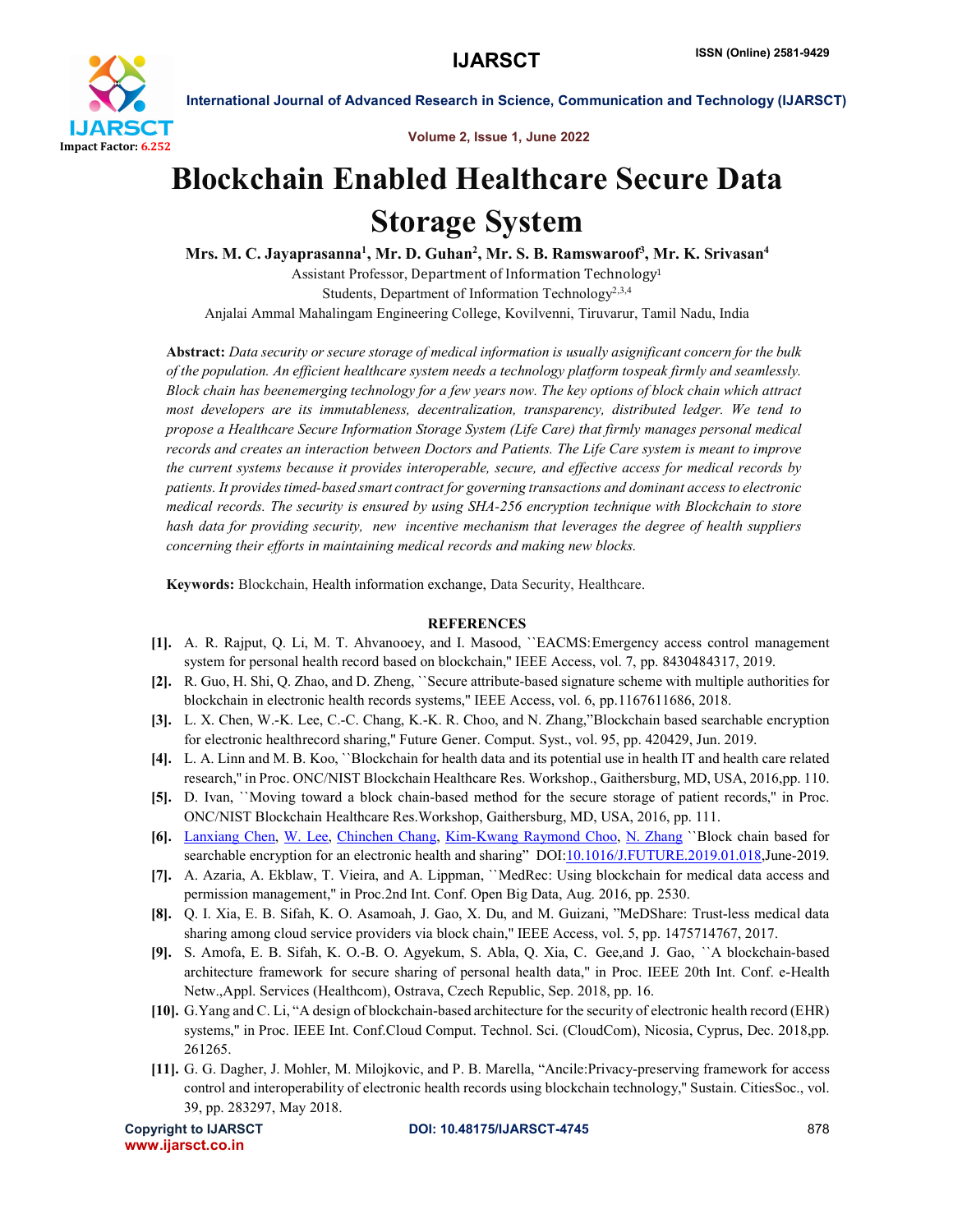# Blockchain Enabled Healthcare Secure Data Storage System

**Mrs. M. C. Jayaprasanna[1], Mr. D. Guhan[2], Mr. S. B. Ramswaroof[3], Mr. K. Srivasan[4]**

Assistant Professor, Department of Information Technology[1]

Students, Department of Information Technology[2,3,4]

Anjalai Ammal Mahalingam Engineering College, Kovilvenni, Tiruvarur, Tamil Nadu, India

**Abstract:** *Data security or secure storage of medical information is usually asignificant concern for the bulk of the population. An efficient healthcare system needs a technology platform tospeak firmly and seamlessly. Block chain has beenemerging technology for a few years now. The key options of block chain which attract most developers are its immutableness, decentralization, transparency, distributed ledger. We tend to propose a Healthcare Secure Information Storage System (Life Care) that firmly manages personal medical records and creates an interaction between Doctors and Patients. The Life Care system is meant to improve the current systems because it provides interoperable, secure, and effective access for medical records by patients. It provides timed-based smart contract for governing transactions and dominant access to electronic medical records. The security is ensured by using SHA-256 encryption technique with Blockchain to store hash data for providing security, new incentive mechanism that leverages the degree of health suppliers concerning their efforts in maintaining medical records and making new blocks.*

**Keywords:** Blockchain, Health information exchange, Data Security, Healthcare.

## REFERENCES

[1]. A. R. Rajput, Q. Li, M. T. Ahvanooey, and I. Masood, ``EACMS:Emergency access control management system for personal health record based on blockchain,'' IEEE Access, vol. 7, pp. 8430484317, 2019.

[2]. R. Guo, H. Shi, Q. Zhao, and D. Zheng, ``Secure attribute-based signature scheme with multiple authorities for blockchain in electronic health records systems,'' IEEE Access, vol. 6, pp.1167611686, 2018.

[3]. L. X. Chen, W.-K. Lee, C.-C. Chang, K.-K. R. Choo, and N. Zhang,"Blockchain based searchable encryption for electronic healthrecord sharing,'' Future Gener. Comput. Syst., vol. 95, pp. 420429, Jun. 2019.

[4]. L. A. Linn and M. B. Koo, ``Blockchain for health data and its potential use in health IT and health care related research,'' in Proc. ONC/NIST Blockchain Healthcare Res. Workshop., Gaithersburg, MD, USA, 2016,pp. 110.

[5]. D. Ivan, ``Moving toward a block chain-based method for the secure storage of patient records,'' in Proc. ONC/NIST Blockchain Healthcare Res.Workshop, Gaithersburg, MD, USA, 2016, pp. 111.

[6]. Lanxiang Chen, W. Lee, Chinchen Chang, Kim-Kwang Raymond Choo, N. Zhang ``Block chain based for searchable encryption for an electronic health and sharing'' DOI:10.1016/J.FUTURE.2019.01.018,June-2019.

[7]. A. Azaria, A. Ekblaw, T. Vieira, and A. Lippman, ``MedRec: Using blockchain for medical data access and permission management,'' in Proc.2nd Int. Conf. Open Big Data, Aug. 2016, pp. 2530.

[8]. Q. I. Xia, E. B. Sifah, K. O. Asamoah, J. Gao, X. Du, and M. Guizani, "MeDShare: Trust-less medical data sharing among cloud service providers via block chain,'' IEEE Access, vol. 5, pp. 1475714767, 2017.

[9]. S. Amofa, E. B. Sifah, K. O.-B. O. Agyekum, S. Abla, Q. Xia, C. Gee,and J. Gao, ``A blockchain-based architecture framework for secure sharing of personal health data,'' in Proc. IEEE 20th Int. Conf. e-Health Netw.,Appl. Services (Healthcom), Ostrava, Czech Republic, Sep. 2018, pp. 16.

[10]. G.Yang and C. Li, "A design of blockchain-based architecture for the security of electronic health record (EHR) systems,'' in Proc. IEEE Int. Conf.Cloud Comput. Technol. Sci. (CloudCom), Nicosia, Cyprus, Dec. 2018,pp. 261265.

[11]. G. G. Dagher, J. Mohler, M. Milojkovic, and P. B. Marella, "Ancile:Privacy-preserving framework for access control and interoperability of electronic health records using blockchain technology,'' Sustain. CitiesSoc., vol. 39, pp. 283297, May 2018.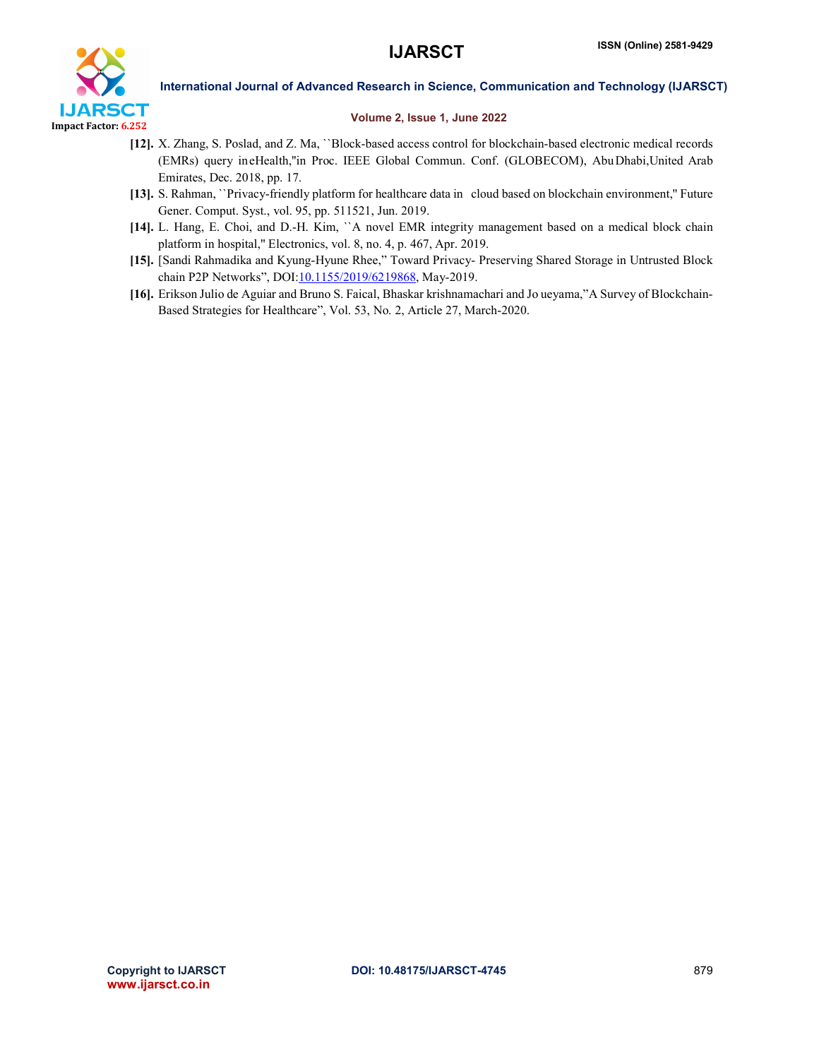**[12].** X. Zhang, S. Poslad, and Z. Ma, ``Block-based access control for blockchain-based electronic medical records (EMRs) query in eHealth,''in Proc. IEEE Global Commun. Conf. (GLOBECOM), Abu Dhabi,United Arab Emirates, Dec. 2018, pp. 17.

**[13].** S. Rahman, ``Privacy-friendly platform for healthcare data in cloud based on blockchain environment,'' Future Gener. Comput. Syst., vol. 95, pp. 511521, Jun. 2019.

**[14].** L. Hang, E. Choi, and D.-H. Kim, ``A novel EMR integrity management based on a medical block chain platform in hospital,'' Electronics, vol. 8, no. 4, p. 467, Apr. 2019.

**[15].** [Sandi Rahmadika and Kyung-Hyune Rhee," Toward Privacy- Preserving Shared Storage in Untrusted Block chain P2P Networks", DOI:10.1155/2019/6219868, May-2019.

**[16].** Erikson Julio de Aguiar and Bruno S. Faical, Bhaskar krishnamachari and Jo ueyama,"A Survey of Blockchain-Based Strategies for Healthcare", Vol. 53, No. 2, Article 27, March-2020.